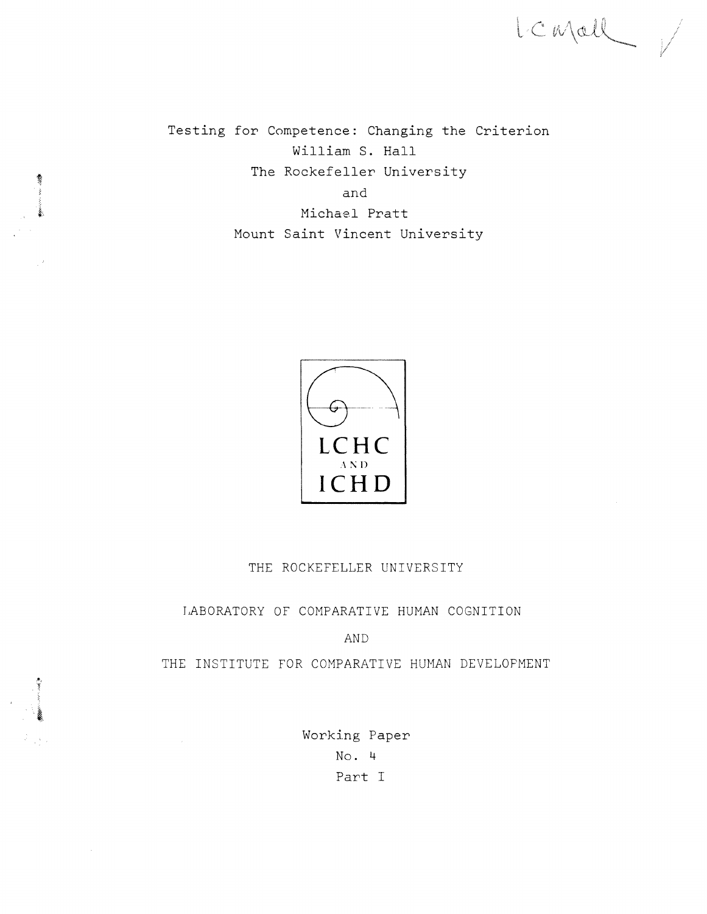# Testing for Competence: Changing the Criterion

William S. Hall
The Rockefeller University

and

Michael Pratt
Mount Saint Vincent University

LCHC
AND
ICHD

THE ROCKEFELLER UNIVERSITY

LABORATORY OF COMPARATIVE HUMAN COGNITION

AND

THE INSTITUTE FOR COMPARATIVE HUMAN DEVELOPMENT

Working Paper
No. 4
Part I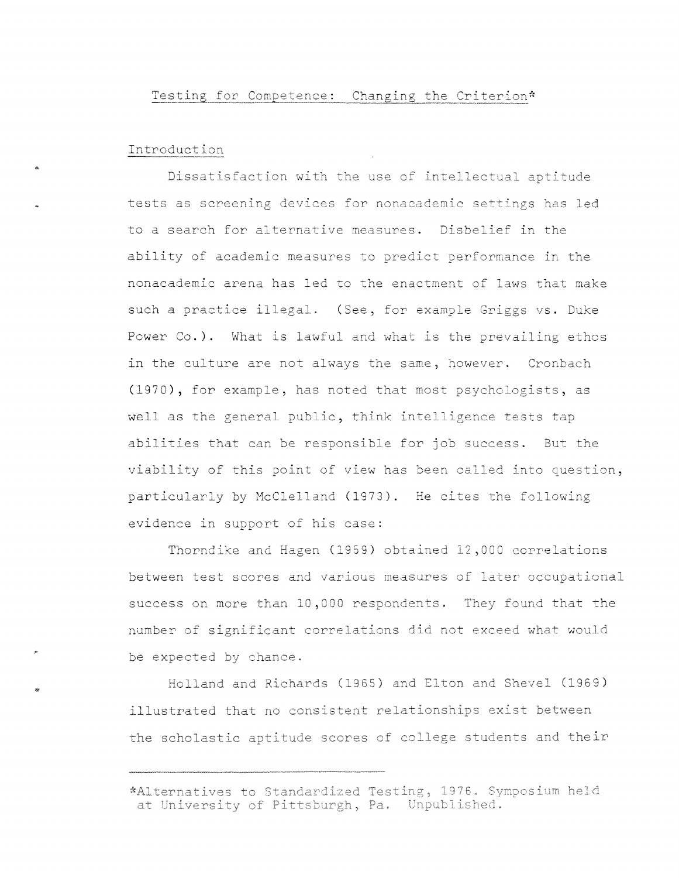# Testing for Competence: Changing the Criterion*

## Introduction

Dissatisfaction with the use of intellectual aptitude tests as screening devices for nonacademic settings has led to a search for alternative measures. Disbelief in the ability of academic measures to predict performance in the nonacademic arena has led to the enactment of laws that make such a practice illegal. (See, for example Griggs vs. Duke Power Co.). What is lawful and what is the prevailing ethos in the culture are not always the same, however. Cronbach (1970), for example, has noted that most psychologists, as well as the general public, think intelligence tests tap abilities that can be responsible for job success. But the viability of this point of view has been called into question, particularly by McClelland (1973). He cites the following evidence in support of his case:

Thorndike and Hagen (1959) obtained 12,000 correlations between test scores and various measures of later occupational success on more than 10,000 respondents. They found that the number of significant correlations did not exceed what would be expected by chance.

Holland and Richards (1965) and Elton and Shevel (1969) illustrated that no consistent relationships exist between the scholastic aptitude scores of college students and their

---

*Alternatives to Standardized Testing, 1976. Symposium held at University of Pittsburgh, Pa. Unpublished.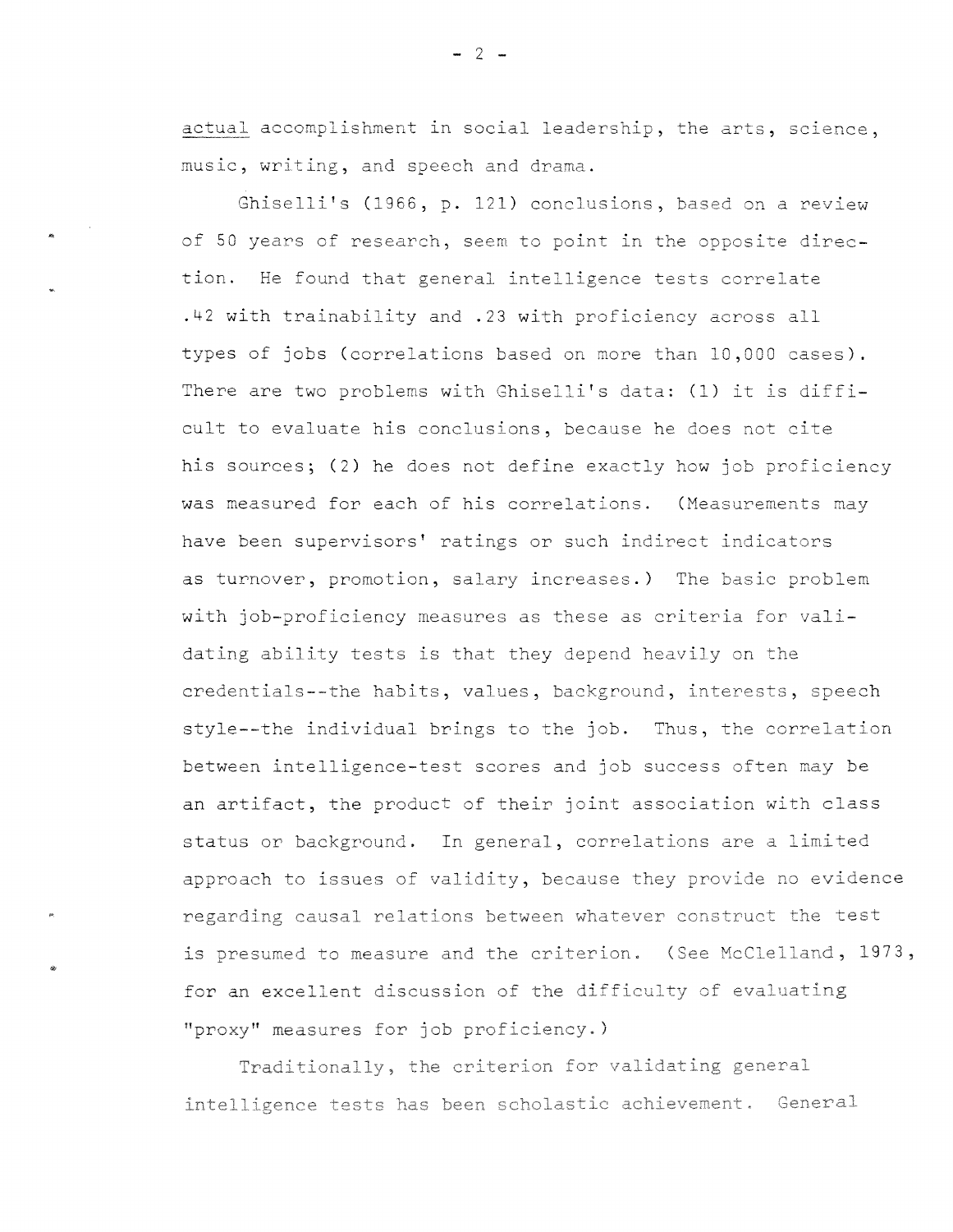*actual* accomplishment in social leadership, the arts, science, music, writing, and speech and drama.

Ghiselli's (1966, p. 121) conclusions, based on a review of 50 years of research, seem to point in the opposite direction. He found that general intelligence tests correlate .42 with trainability and .23 with proficiency across all types of jobs (correlations based on more than 10,000 cases). There are two problems with Ghiselli's data: (1) it is difficult to evaluate his conclusions, because he does not cite his sources; (2) he does not define exactly how job proficiency was measured for each of his correlations. (Measurements may have been supervisors' ratings or such indirect indicators as turnover, promotion, salary increases.) The basic problem with job-proficiency measures as these as criteria for validating ability tests is that they depend heavily on the credentials--the habits, values, background, interests, speech style--the individual brings to the job. Thus, the correlation between intelligence-test scores and job success often may be an artifact, the product of their joint association with class status or background. In general, correlations are a limited approach to issues of validity, because they provide no evidence regarding causal relations between whatever construct the test is presumed to measure and the criterion. (See McClelland, 1973, for an excellent discussion of the difficulty of evaluating "proxy" measures for job proficiency.)

Traditionally, the criterion for validating general intelligence tests has been scholastic achievement. General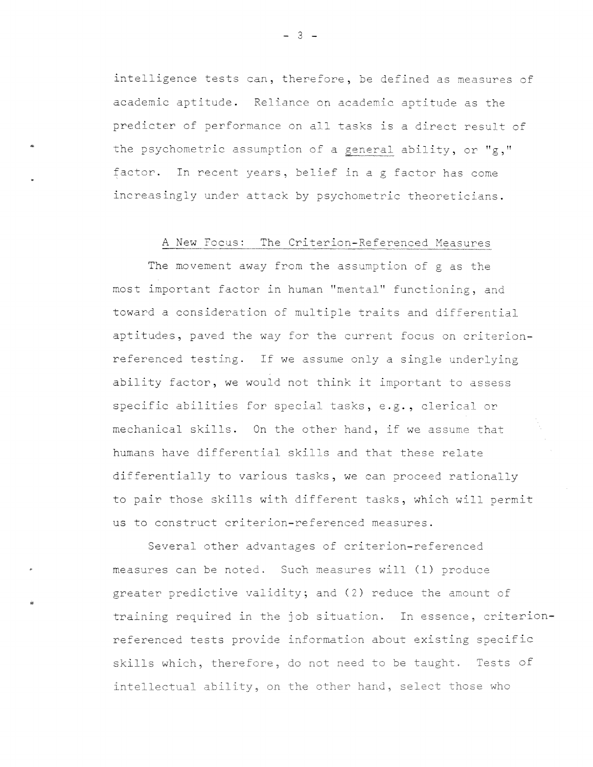intelligence tests can, therefore, be defined as measures of academic aptitude. Reliance on academic aptitude as the predicter of performance on all tasks is a direct result of the psychometric assumption of a general ability, or "g," factor. In recent years, belief in a g factor has come increasingly under attack by psychometric theoreticians.

## A New Focus: The Criterion-Referenced Measures

The movement away from the assumption of g as the most important factor in human "mental" functioning, and toward a consideration of multiple traits and differential aptitudes, paved the way for the current focus on criterion-referenced testing. If we assume only a single underlying ability factor, we would not think it important to assess specific abilities for special tasks, e.g., clerical or mechanical skills. On the other hand, if we assume that humans have differential skills and that these relate differentially to various tasks, we can proceed rationally to pair those skills with different tasks, which will permit us to construct criterion-referenced measures.

Several other advantages of criterion-referenced measures can be noted. Such measures will (1) produce greater predictive validity; and (2) reduce the amount of training required in the job situation. In essence, criterion-referenced tests provide information about existing specific skills which, therefore, do not need to be taught. Tests of intellectual ability, on the other hand, select those who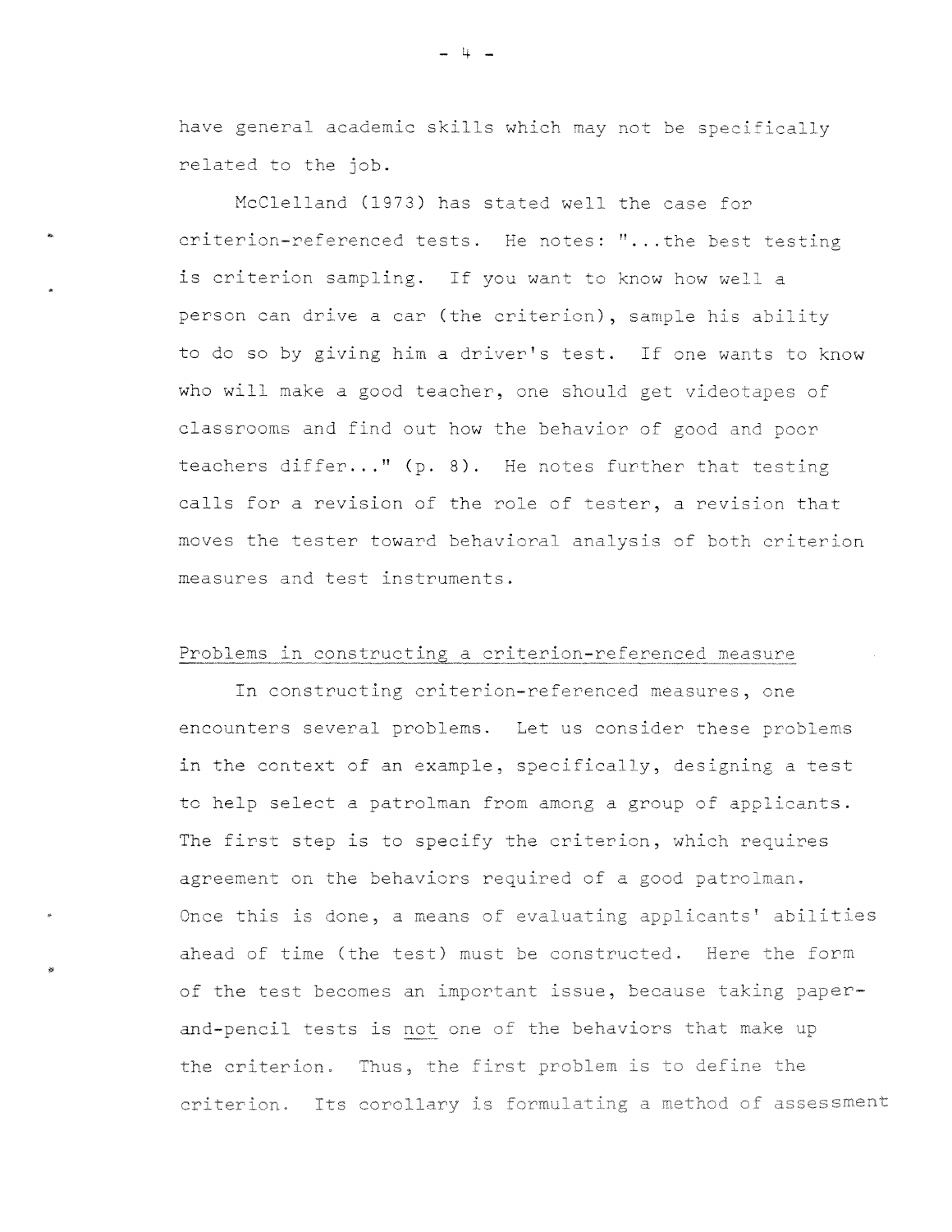have general academic skills which may not be specifically related to the job.

McClelland (1973) has stated well the case for criterion-referenced tests. He notes: "...the best testing is criterion sampling. If you want to know how well a person can drive a car (the criterion), sample his ability to do so by giving him a driver's test. If one wants to know who will make a good teacher, one should get videotapes of classrooms and find out how the behavior of good and poor teachers differ..." (p. 8). He notes further that testing calls for a revision of the role of tester, a revision that moves the tester toward behavioral analysis of both criterion measures and test instruments.

## Problems in constructing a criterion-referenced measure

In constructing criterion-referenced measures, one encounters several problems. Let us consider these problems in the context of an example, specifically, designing a test to help select a patrolman from among a group of applicants. The first step is to specify the criterion, which requires agreement on the behaviors required of a good patrolman. Once this is done, a means of evaluating applicants' abilities ahead of time (the test) must be constructed. Here the form of the test becomes an important issue, because taking paper-and-pencil tests is _not_ one of the behaviors that make up the criterion. Thus, the first problem is to define the criterion. Its corollary is formulating a method of assessment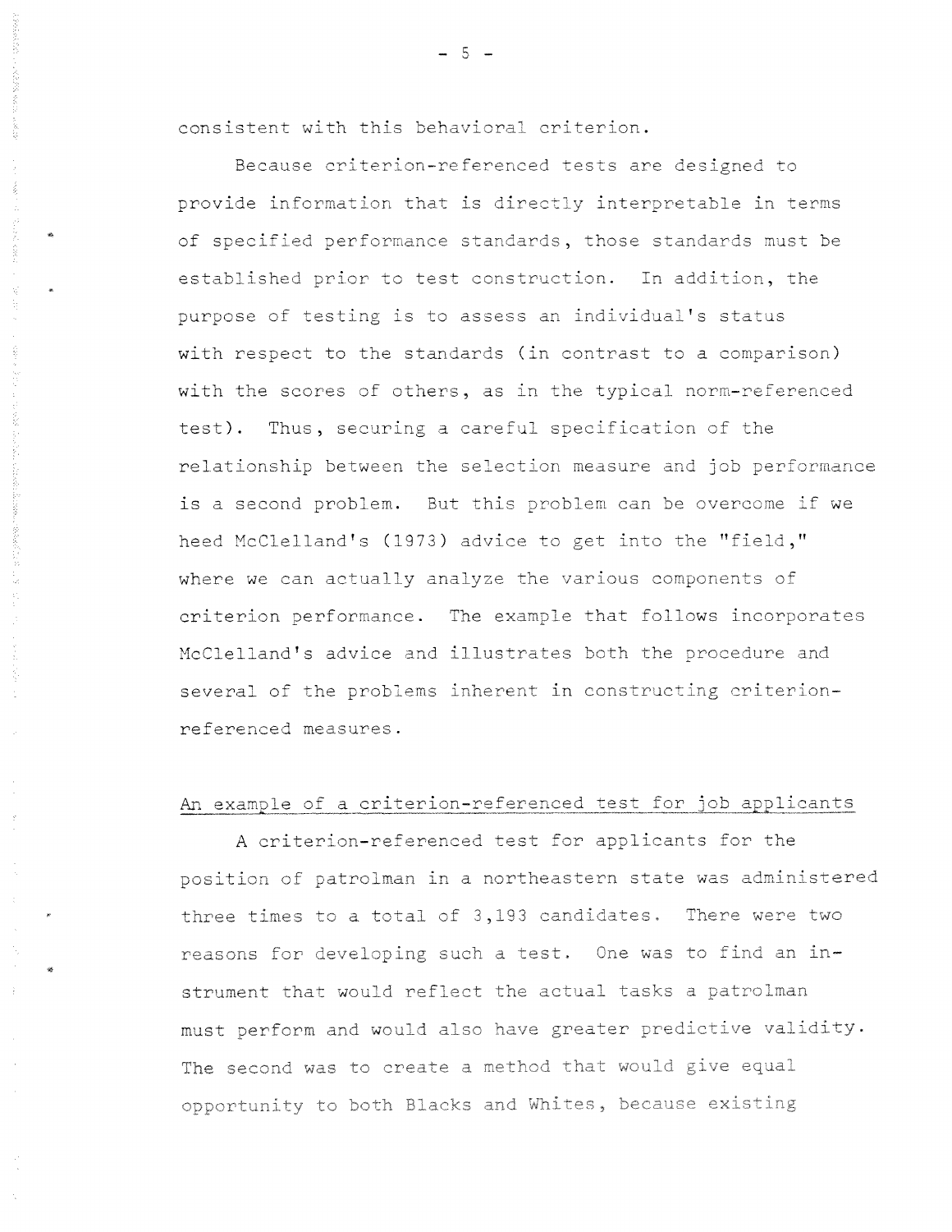consistent with this behavioral criterion.

Because criterion-referenced tests are designed to provide information that is directly interpretable in terms of specified performance standards, those standards must be established prior to test construction. In addition, the purpose of testing is to assess an individual's status with respect to the standards (in contrast to a comparison) with the scores of others, as in the typical norm-referenced test). Thus, securing a careful specification of the relationship between the selection measure and job performance is a second problem. But this problem can be overcome if we heed McClelland's (1973) advice to get into the "field," where we can actually analyze the various components of criterion performance. The example that follows incorporates McClelland's advice and illustrates both the procedure and several of the problems inherent in constructing criterion-referenced measures.

## An example of a criterion-referenced test for job applicants

A criterion-referenced test for applicants for the position of patrolman in a northeastern state was administered three times to a total of 3,193 candidates. There were two reasons for developing such a test. One was to find an instrument that would reflect the actual tasks a patrolman must perform and would also have greater predictive validity. The second was to create a method that would give equal opportunity to both Blacks and Whites, because existing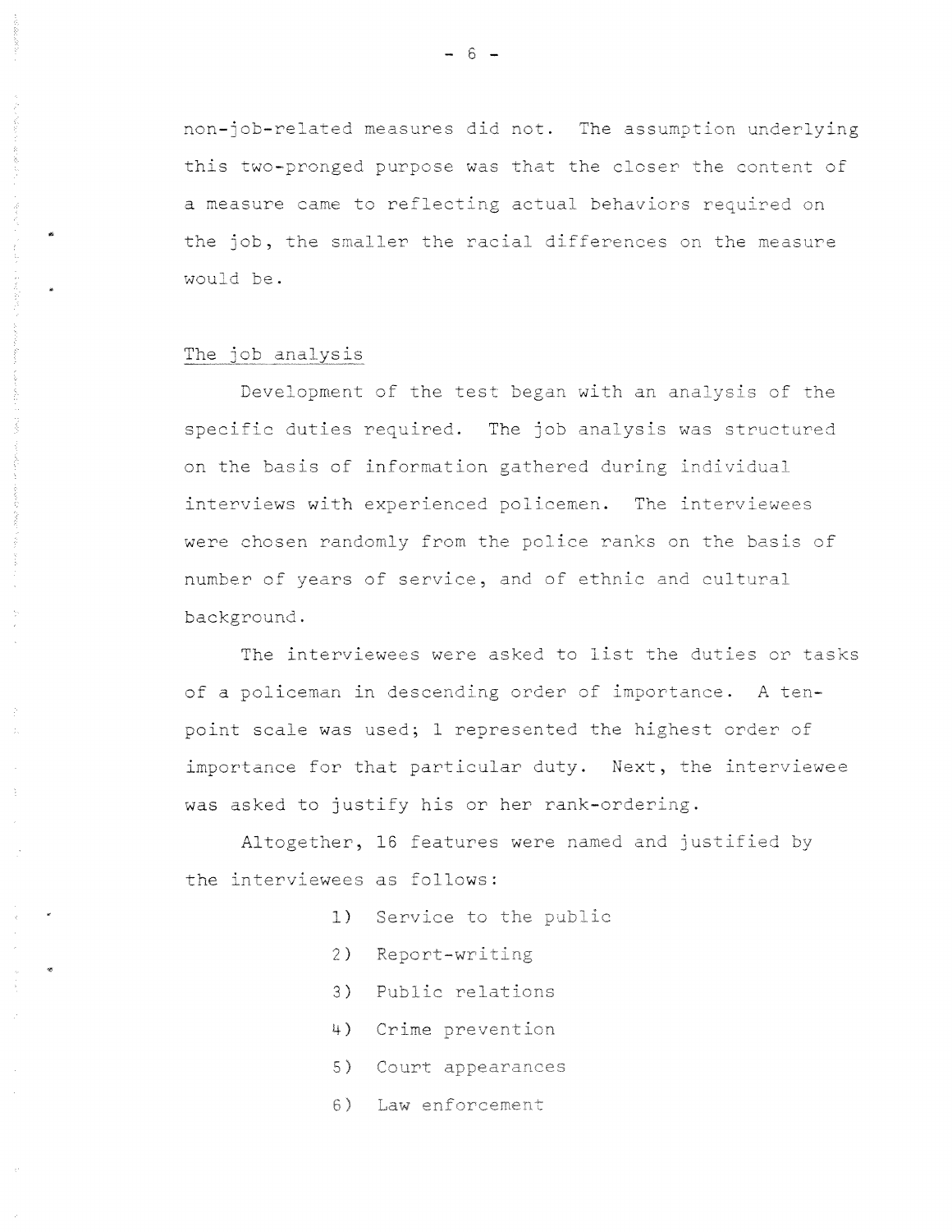non-job-related measures did not. The assumption underlying this two-pronged purpose was that the closer the content of a measure came to reflecting actual behaviors required on the job, the smaller the racial differences on the measure would be.

## The job analysis

Development of the test began with an analysis of the specific duties required. The job analysis was structured on the basis of information gathered during individual interviews with experienced policemen. The interviewees were chosen randomly from the police ranks on the basis of number of years of service, and of ethnic and cultural background.

The interviewees were asked to list the duties or tasks of a policeman in descending order of importance. A ten-point scale was used; 1 represented the highest order of importance for that particular duty. Next, the interviewee was asked to justify his or her rank-ordering.

Altogether, 16 features were named and justified by the interviewees as follows:

1) Service to the public
2) Report-writing
3) Public relations
4) Crime prevention
5) Court appearances
6) Law enforcement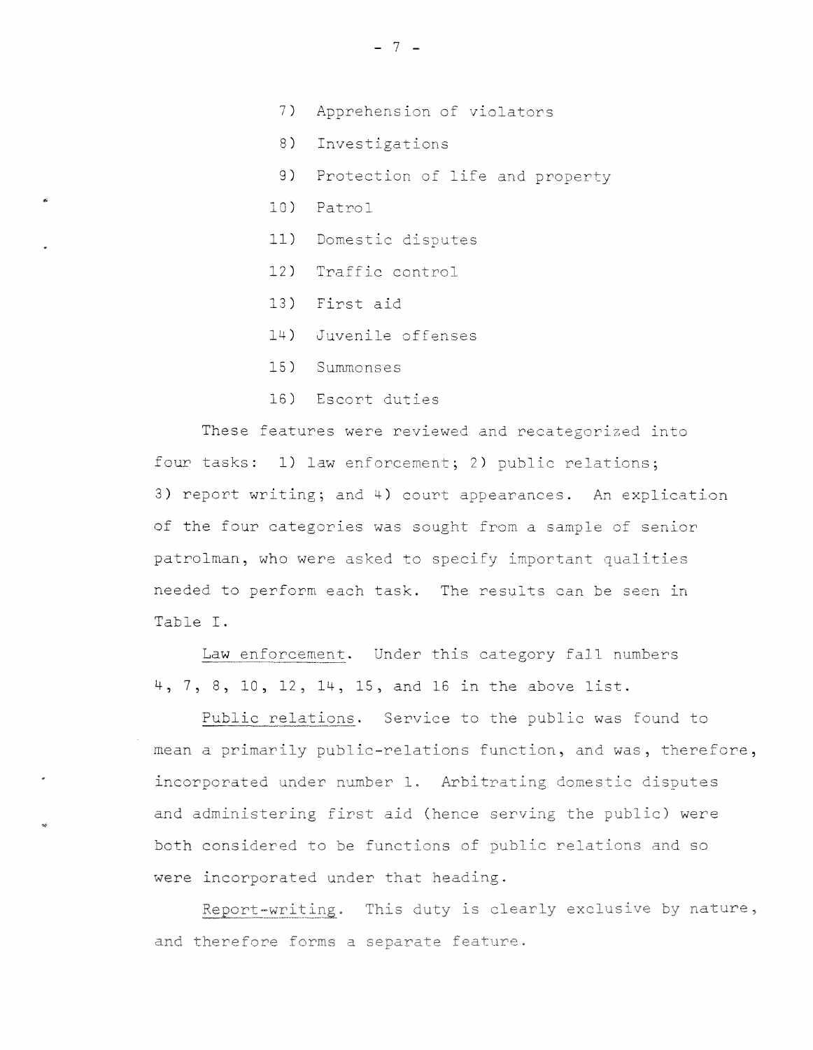7) Apprehension of violators

8) Investigations

9) Protection of life and property

10) Patrol

11) Domestic disputes

12) Traffic control

13) First aid

14) Juvenile offenses

15) Summonses

16) Escort duties

These features were reviewed and recategorized into four tasks: 1) law enforcement; 2) public relations; 3) report writing; and 4) court appearances. An explication of the four categories was sought from a sample of senior patrolman, who were asked to specify important qualities needed to perform each task. The results can be seen in Table I.

Law enforcement. Under this category fall numbers 4, 7, 8, 10, 12, 14, 15, and 16 in the above list.

Public relations. Service to the public was found to mean a primarily public-relations function, and was, therefore, incorporated under number 1. Arbitrating domestic disputes and administering first aid (hence serving the public) were both considered to be functions of public relations and so were incorporated under that heading.

Report-writing. This duty is clearly exclusive by nature, and therefore forms a separate feature.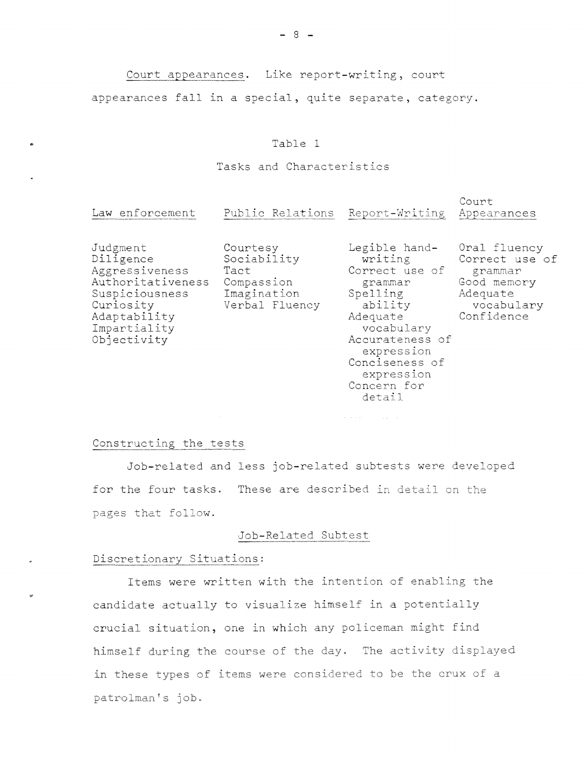Court appearances. Like report-writing, court appearances fall in a special, quite separate, category.

Table 1

Tasks and Characteristics

| Law enforcement | Public Relations | Report-Writing | Court Appearances |
|---|---|---|---|
| Judgment | Courtesy | Legible handwriting | Oral fluency |
| Diligence | Sociability | Correct use of grammar | Correct use of grammar |
| Aggressiveness | Tact | Spelling ability | Good memory |
| Authoritativeness | Compassion | Adequate vocabulary | Adequate vocabulary |
| Suspiciousness | Imagination | Accurateness of expression | Confidence |
| Curiosity | Verbal Fluency | Conciseness of expression | |
| Adaptability | | Concern for detail | |
| Impartiality | | | |
| Objectivity | | | |

Constructing the tests

Job-related and less job-related subtests were developed for the four tasks. These are described in detail on the pages that follow.

Job-Related Subtest

Discretionary Situations:

Items were written with the intention of enabling the candidate actually to visualize himself in a potentially crucial situation, one in which any policeman might find himself during the course of the day. The activity displayed in these types of items were considered to be the crux of a patrolman's job.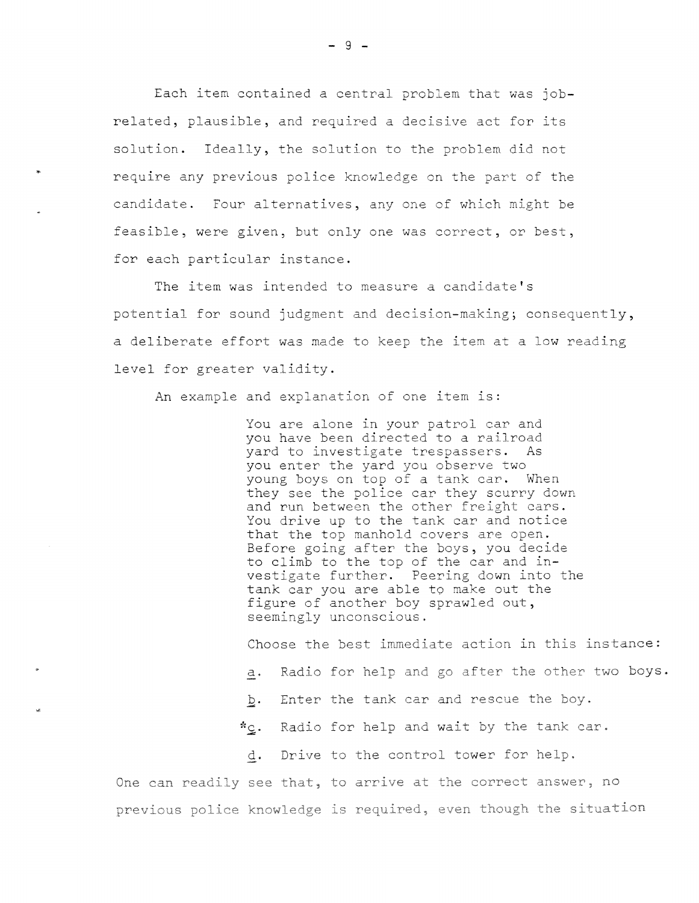Each item contained a central problem that was job-related, plausible, and required a decisive act for its solution. Ideally, the solution to the problem did not require any previous police knowledge on the part of the candidate. Four alternatives, any one of which might be feasible, were given, but only one was correct, or best, for each particular instance.

The item was intended to measure a candidate's potential for sound judgment and decision-making; consequently, a deliberate effort was made to keep the item at a low reading level for greater validity.

An example and explanation of one item is:

> You are alone in your patrol car and you have been directed to a railroad yard to investigate trespassers. As you enter the yard you observe two young boys on top of a tank car. When they see the police car they scurry down and run between the other freight cars. You drive up to the tank car and notice that the top manhold covers are open. Before going after the boys, you decide to climb to the top of the car and investigate further. Peering down into the tank car you are able to make out the figure of another boy sprawled out, seemingly unconscious.
>
> Choose the best immediate action in this instance:
>
> a. Radio for help and go after the other two boys.
>
> b. Enter the tank car and rescue the boy.
>
> *c. Radio for help and wait by the tank car.
>
> d. Drive to the control tower for help.

One can readily see that, to arrive at the correct answer, no previous police knowledge is required, even though the situation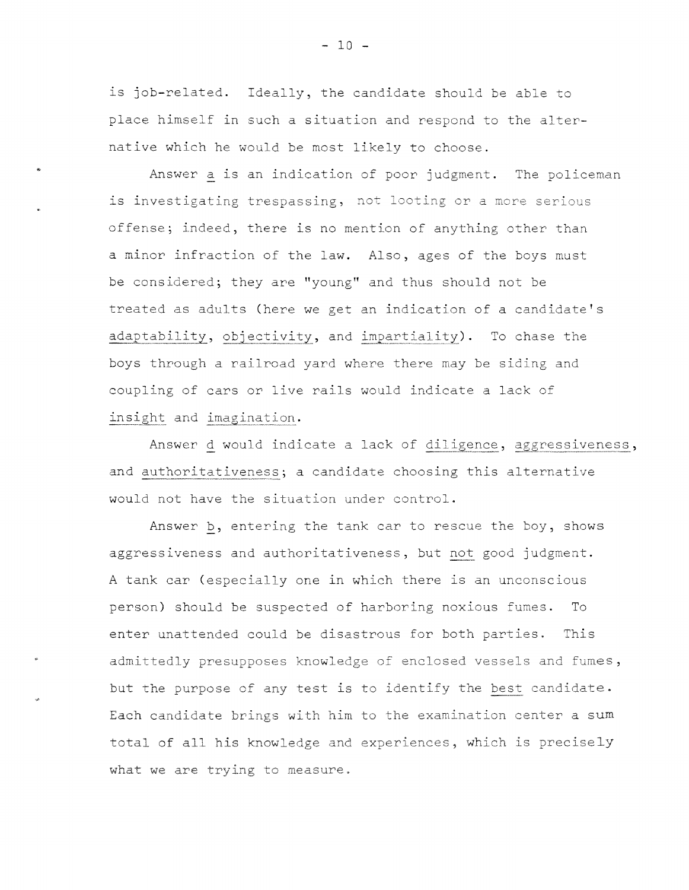is job-related. Ideally, the candidate should be able to place himself in such a situation and respond to the alternative which he would be most likely to choose.

Answer a is an indication of poor judgment. The policeman is investigating trespassing, not looting or a more serious offense; indeed, there is no mention of anything other than a minor infraction of the law. Also, ages of the boys must be considered; they are "young" and thus should not be treated as adults (here we get an indication of a candidate's adaptability, objectivity, and impartiality). To chase the boys through a railroad yard where there may be siding and coupling of cars or live rails would indicate a lack of insight and imagination.

Answer d would indicate a lack of diligence, aggressiveness, and authoritativeness; a candidate choosing this alternative would not have the situation under control.

Answer b, entering the tank car to rescue the boy, shows aggressiveness and authoritativeness, but not good judgment. A tank car (especially one in which there is an unconscious person) should be suspected of harboring noxious fumes. To enter unattended could be disastrous for both parties. This admittedly presupposes knowledge of enclosed vessels and fumes, but the purpose of any test is to identify the best candidate. Each candidate brings with him to the examination center a sum total of all his knowledge and experiences, which is precisely what we are trying to measure.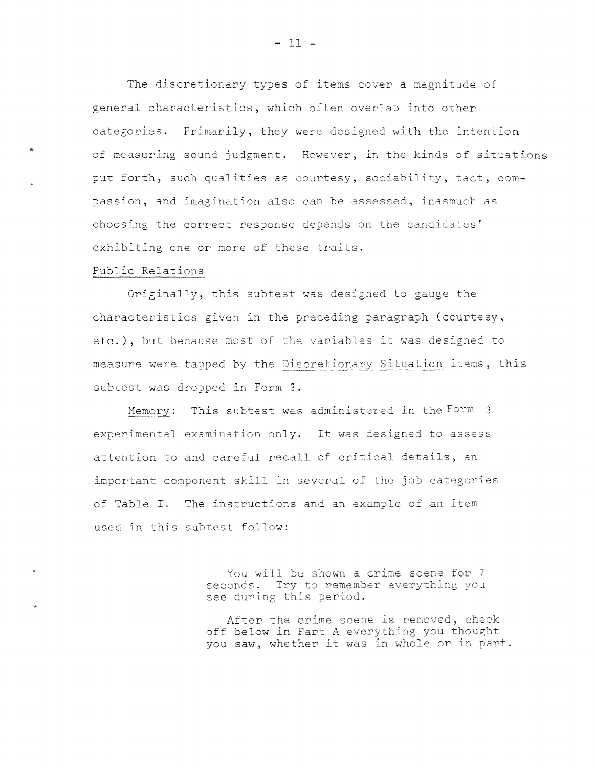The discretionary types of items cover a magnitude of general characteristics, which often overlap into other categories. Primarily, they were designed with the intention of measuring sound judgment. However, in the kinds of situations put forth, such qualities as courtesy, sociability, tact, compassion, and imagination also can be assessed, inasmuch as choosing the correct response depends on the candidates' exhibiting one or more of these traits.

Public Relations

Originally, this subtest was designed to gauge the characteristics given in the preceding paragraph (courtesy, etc.), but because most of the variables it was designed to measure were tapped by the Discretionary Situation items, this subtest was dropped in Form 3.

Memory: This subtest was administered in the Form 3 experimental examination only. It was designed to assess attention to and careful recall of critical details, an important component skill in several of the job categories of Table I. The instructions and an example of an item used in this subtest follow:

> You will be shown a crime scene for 7 seconds. Try to remember everything you see during this period.
>
> After the crime scene is removed, check off below in Part A everything you thought you saw, whether it was in whole or in part.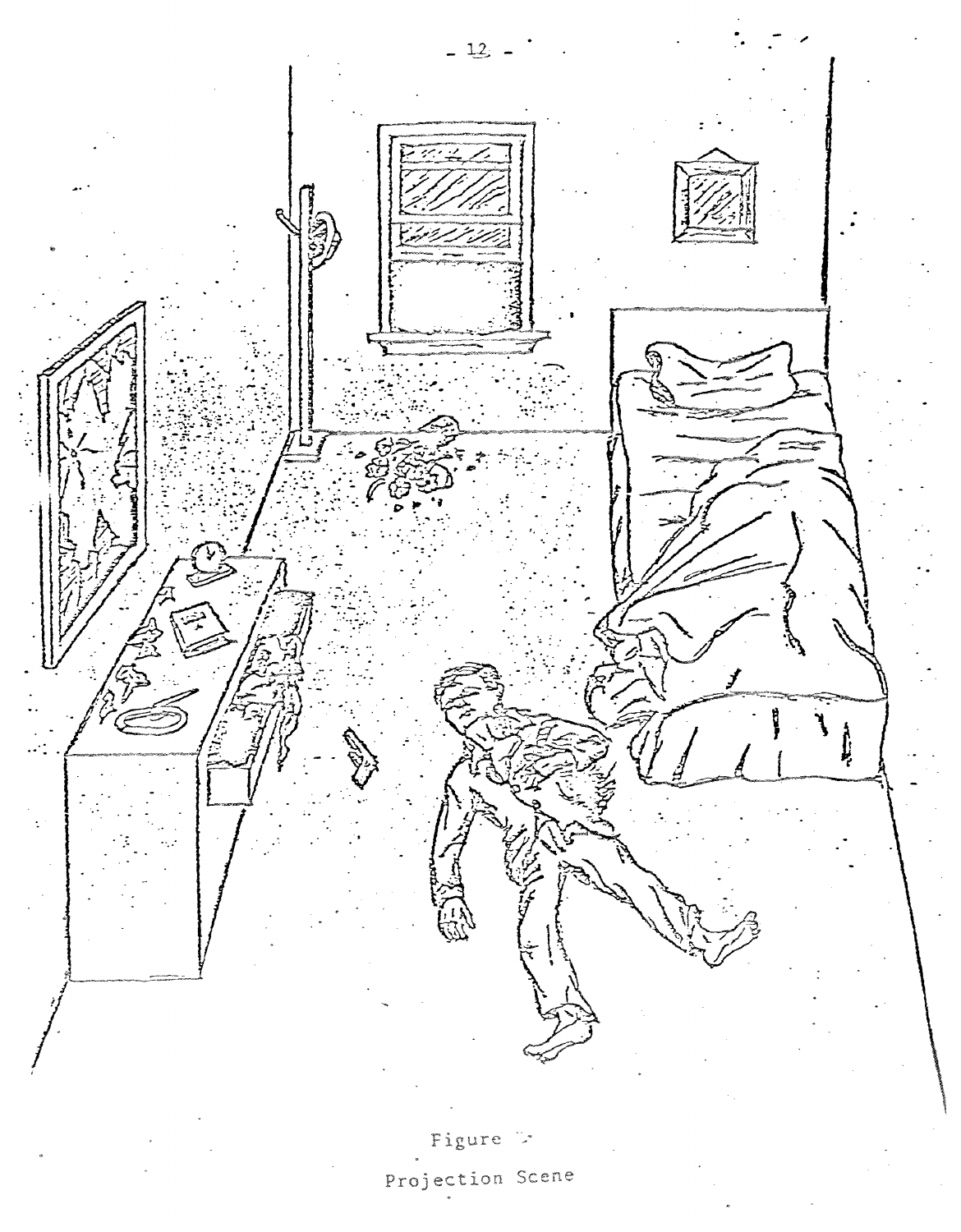Figure 2

Projection Scene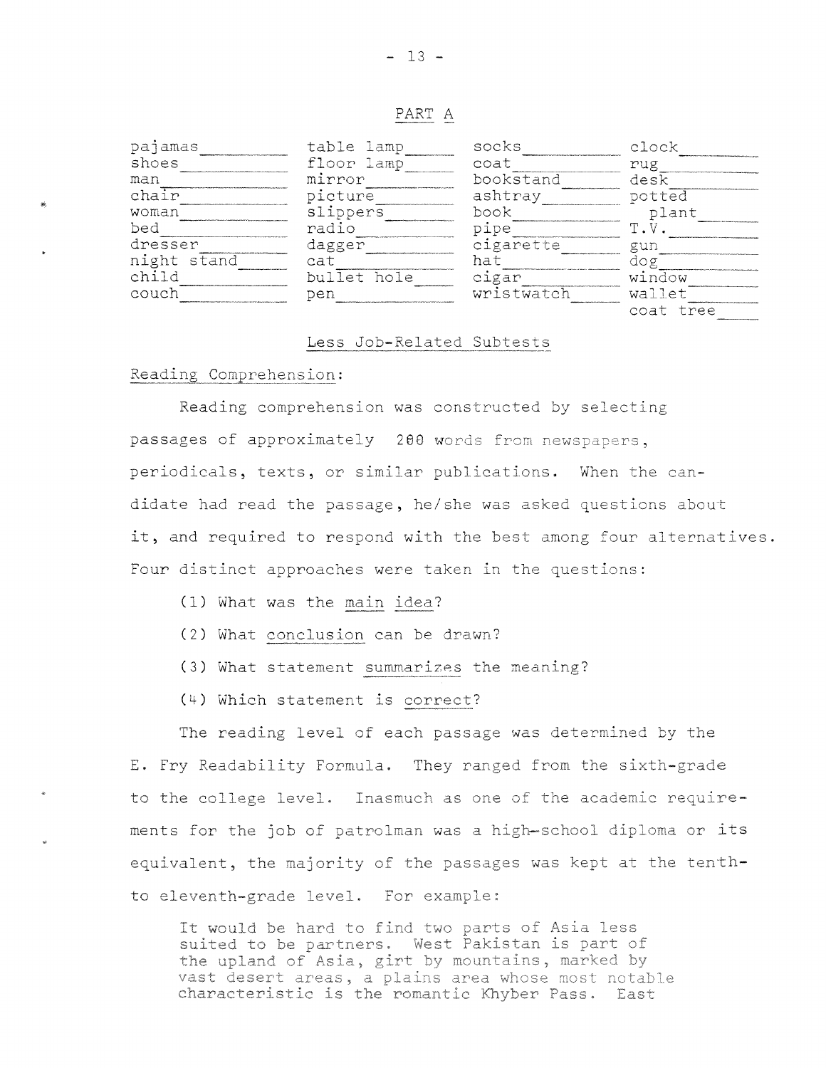PART A

| | | | |
|---|---|---|---|
| pajamas____ | table lamp____ | socks____ | clock____ |
| shoes____ | floor lamp____ | coat____ | rug____ |
| man____ | mirror____ | bookstand____ | desk____ |
| chair____ | picture____ | ashtray____ | potted plant____ |
| woman____ | slippers____ | book____ | T.V.____ |
| bed____ | radio____ | pipe____ | gun____ |
| dresser____ | dagger____ | cigarette____ | dog____ |
| night stand____ | cat____ | hat____ | window____ |
| child____ | bullet hole____ | cigar____ | wallet____ |
| couch____ | pen____ | wristwatch____ | coat tree____ |

Less Job-Related Subtests

Reading Comprehension:

Reading comprehension was constructed by selecting passages of approximately 200 words from newspapers, periodicals, texts, or similar publications. When the candidate had read the passage, he/she was asked questions about it, and required to respond with the best among four alternatives. Four distinct approaches were taken in the questions:

(1) What was the main idea?

(2) What conclusion can be drawn?

(3) What statement summarizes the meaning?

(4) Which statement is correct?

The reading level of each passage was determined by the E. Fry Readability Formula. They ranged from the sixth-grade to the college level. Inasmuch as one of the academic requirements for the job of patrolman was a high-school diploma or its equivalent, the majority of the passages was kept at the tenth- to eleventh-grade level. For example:

> It would be hard to find two parts of Asia less suited to be partners. West Pakistan is part of the upland of Asia, girt by mountains, marked by vast desert areas, a plains area whose most notable characteristic is the romantic Khyber Pass. East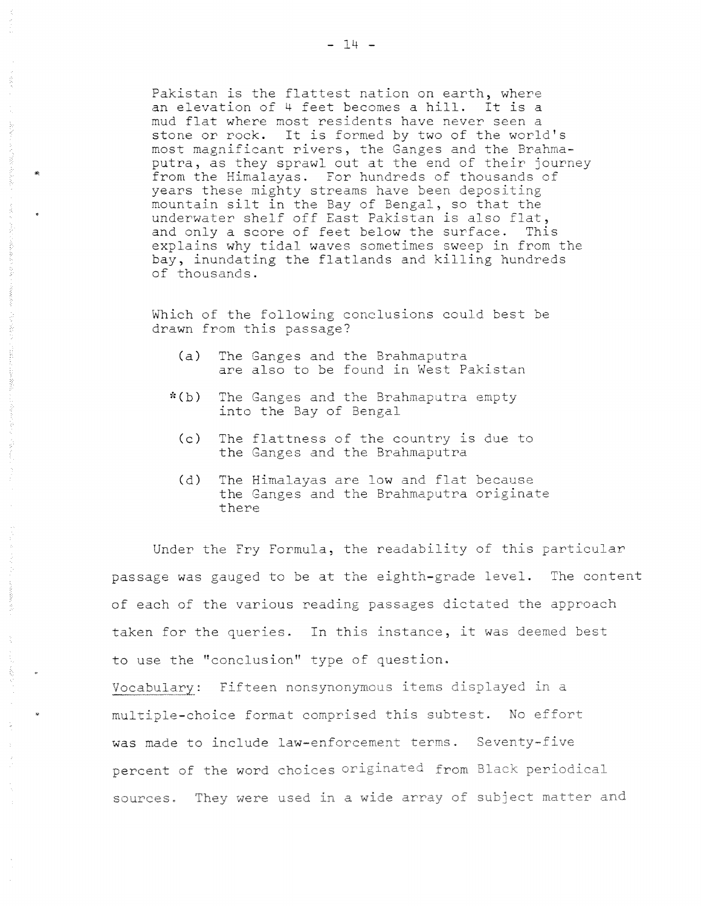Pakistan is the flattest nation on earth, where an elevation of 4 feet becomes a hill. It is a mud flat where most residents have never seen a stone or rock. It is formed by two of the world's most magnificent rivers, the Ganges and the Brahmaputra, as they sprawl out at the end of their journey from the Himalayas. For hundreds of thousands of years these mighty streams have been depositing mountain silt in the Bay of Bengal, so that the underwater shelf off East Pakistan is also flat, and only a score of feet below the surface. This explains why tidal waves sometimes sweep in from the bay, inundating the flatlands and killing hundreds of thousands.

Which of the following conclusions could best be drawn from this passage?

(a) The Ganges and the Brahmaputra are also to be found in West Pakistan

*(b) The Ganges and the Brahmaputra empty into the Bay of Bengal

(c) The flattness of the country is due to the Ganges and the Brahmaputra

(d) The Himalayas are low and flat because the Ganges and the Brahmaputra originate there

Under the Fry Formula, the readability of this particular passage was gauged to be at the eighth-grade level. The content of each of the various reading passages dictated the approach taken for the queries. In this instance, it was deemed best to use the "conclusion" type of question.

Vocabulary: Fifteen nonsynonymous items displayed in a multiple-choice format comprised this subtest. No effort was made to include law-enforcement terms. Seventy-five percent of the word choices originated from Black periodical sources. They were used in a wide array of subject matter and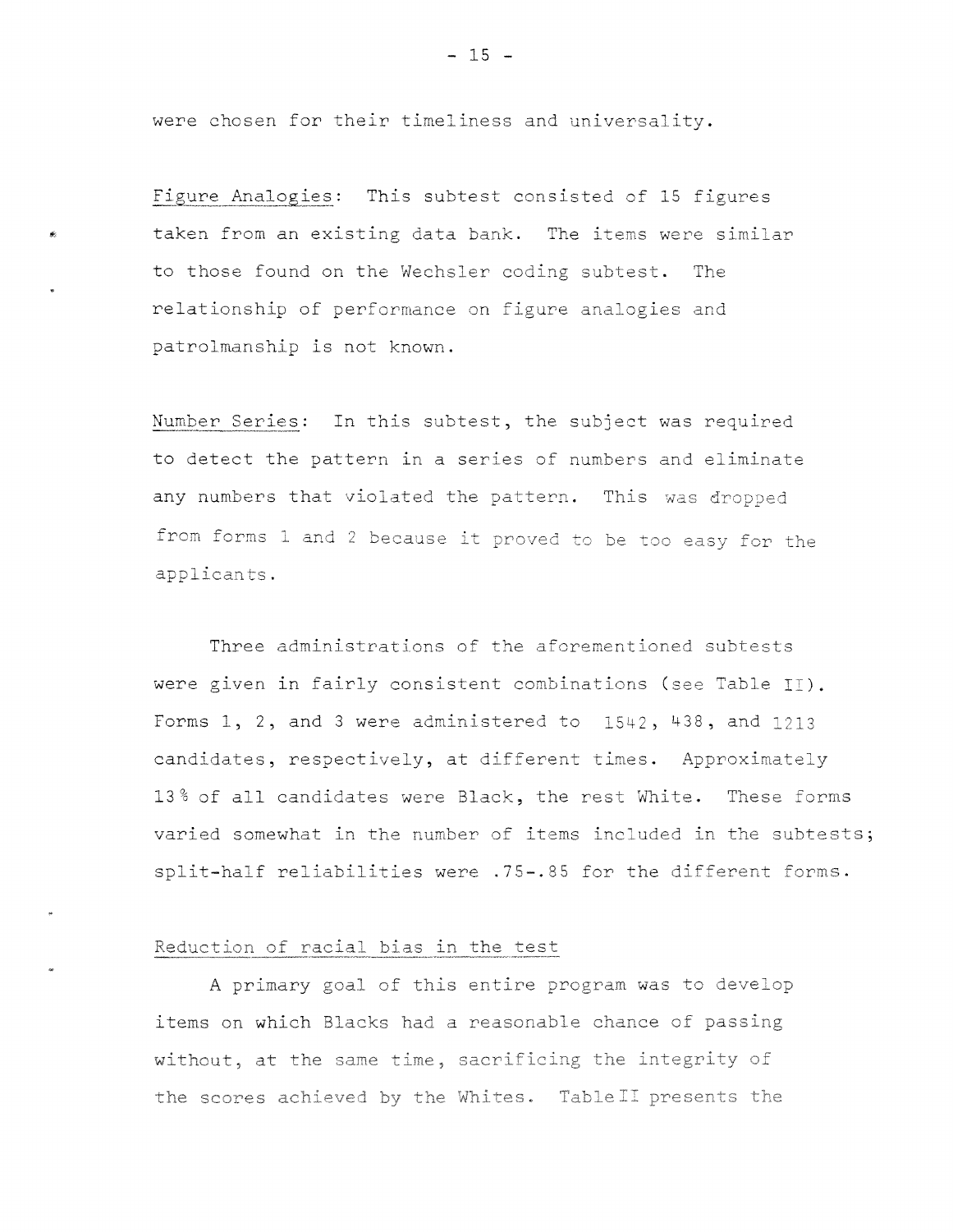were chosen for their timeliness and universality.

Figure Analogies: This subtest consisted of 15 figures taken from an existing data bank. The items were similar to those found on the Wechsler coding subtest. The relationship of performance on figure analogies and patrolmanship is not known.

Number Series: In this subtest, the subject was required to detect the pattern in a series of numbers and eliminate any numbers that violated the pattern. This was dropped from forms 1 and 2 because it proved to be too easy for the applicants.

Three administrations of the aforementioned subtests were given in fairly consistent combinations (see Table II). Forms 1, 2, and 3 were administered to 1542, 438, and 1213 candidates, respectively, at different times. Approximately 13% of all candidates were Black, the rest White. These forms varied somewhat in the number of items included in the subtests; split-half reliabilities were .75-.85 for the different forms.

Reduction of racial bias in the test

A primary goal of this entire program was to develop items on which Blacks had a reasonable chance of passing without, at the same time, sacrificing the integrity of the scores achieved by the Whites. Table II presents the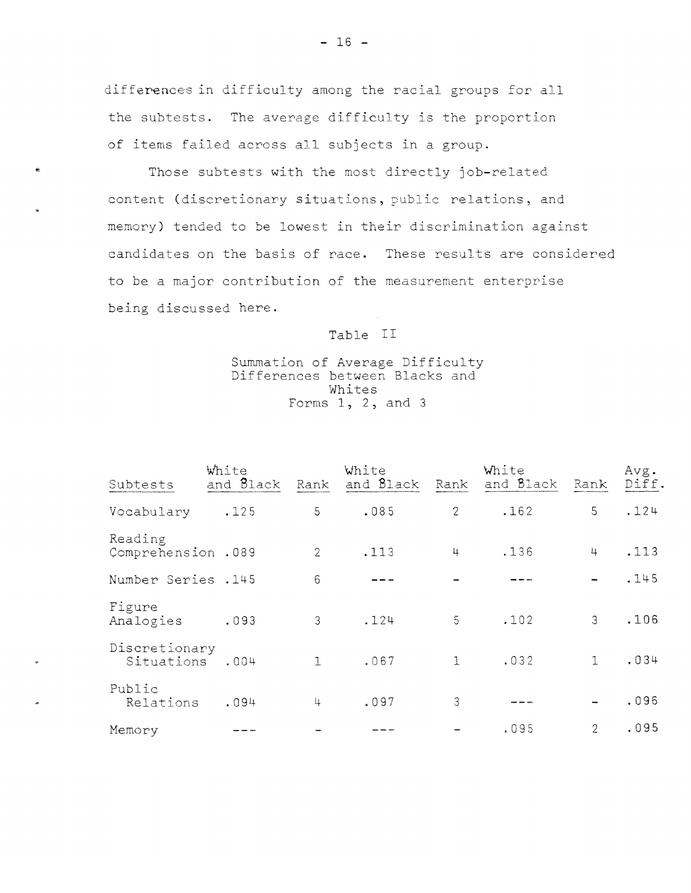differences in difficulty among the racial groups for all the subtests. The average difficulty is the proportion of items failed across all subjects in a group.

Those subtests with the most directly job-related content (discretionary situations, public relations, and memory) tended to be lowest in their discrimination against candidates on the basis of race. These results are considered to be a major contribution of the measurement enterprise being discussed here.

Table II

Summation of Average Difficulty Differences between Blacks and Whites Forms 1, 2, and 3

| Subtests | White and Black | Rank | White and Black | Rank | White and Black | Rank | Avg. Diff. |
|---|---|---|---|---|---|---|---|
| Vocabulary | .125 | 5 | .085 | 2 | .162 | 5 | .124 |
| Reading Comprehension | .089 | 2 | .113 | 4 | .136 | 4 | .113 |
| Number Series | .145 | 6 | --- | - | --- | - | .145 |
| Figure Analogies | .093 | 3 | .124 | 5 | .102 | 3 | .106 |
| Discretionary Situations | .004 | 1 | .067 | 1 | .032 | 1 | .034 |
| Public Relations | .094 | 4 | .097 | 3 | --- | - | .096 |
| Memory | --- | - | --- | - | .095 | 2 | .095 |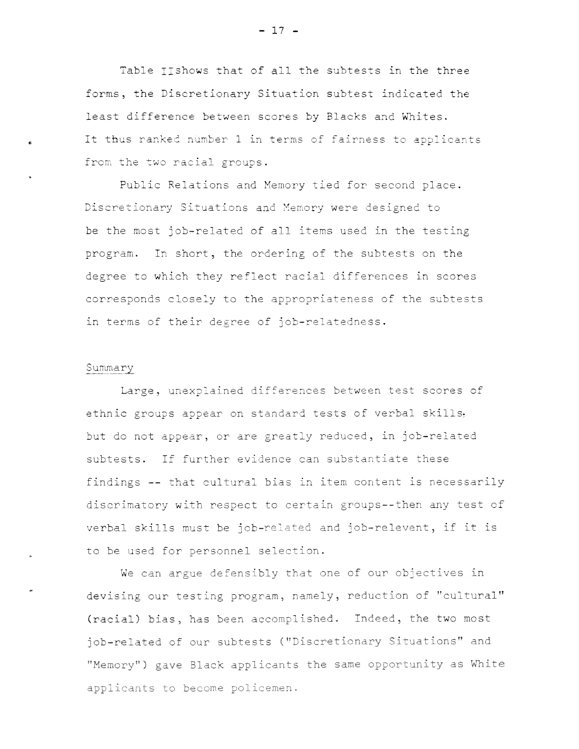Table II shows that of all the subtests in the three forms, the Discretionary Situation subtest indicated the least difference between scores by Blacks and Whites. It thus ranked number 1 in terms of fairness to applicants from the two racial groups.

Public Relations and Memory tied for second place. Discretionary Situations and Memory were designed to be the most job-related of all items used in the testing program. In short, the ordering of the subtests on the degree to which they reflect racial differences in scores corresponds closely to the appropriateness of the subtests in terms of their degree of job-relatedness.

Summary

Large, unexplained differences between test scores of ethnic groups appear on standard tests of verbal skills, but do not appear, or are greatly reduced, in job-related subtests. If further evidence can substantiate these findings -- that cultural bias in item content is necessarily discrimatory with respect to certain groups--then any test of verbal skills must be job-related and job-relevent, if it is to be used for personnel selection.

We can argue defensibly that one of our objectives in devising our testing program, namely, reduction of "cultural" (racial) bias, has been accomplished. Indeed, the two most job-related of our subtests ("Discretionary Situations" and "Memory") gave Black applicants the same opportunity as White applicants to become policemen.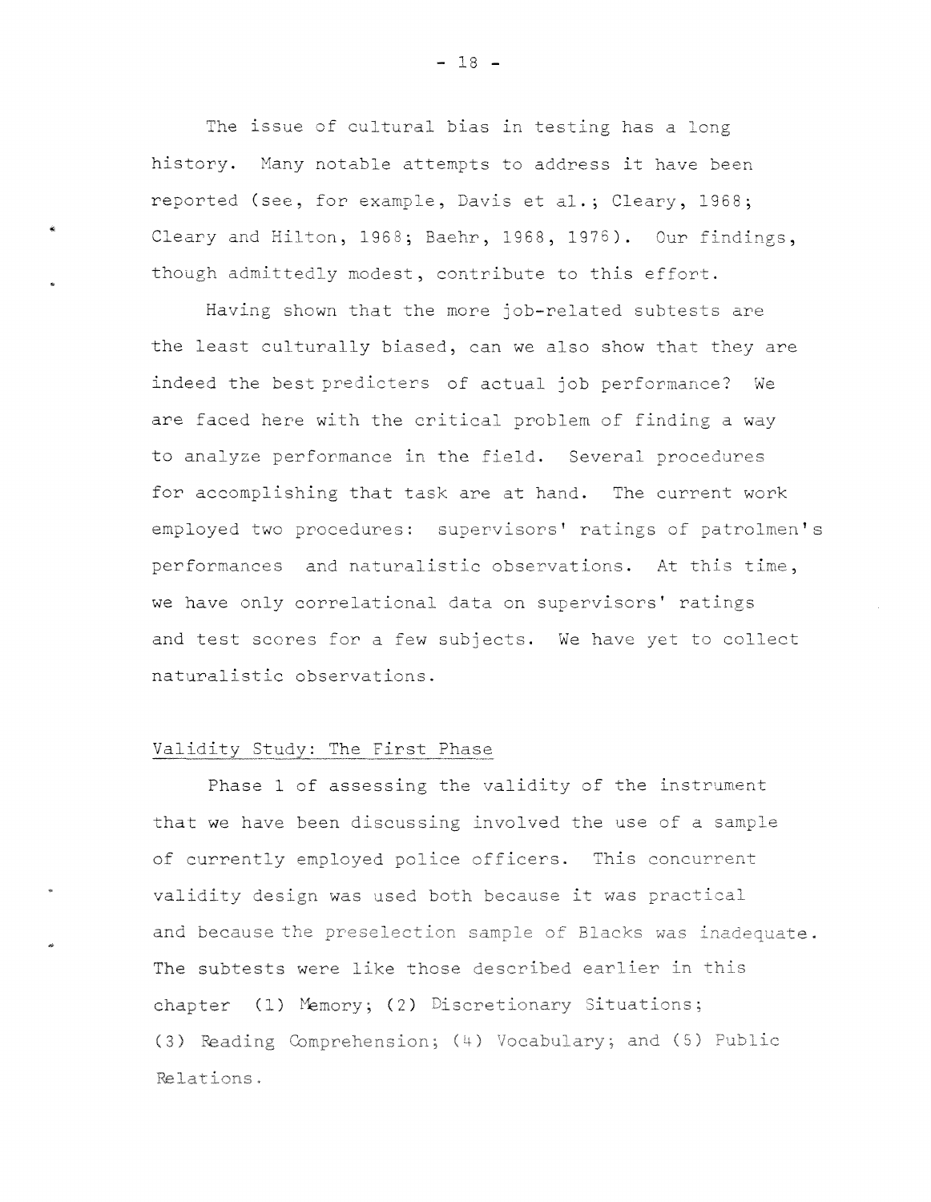The issue of cultural bias in testing has a long history. Many notable attempts to address it have been reported (see, for example, Davis et al.; Cleary, 1968; Cleary and Hilton, 1968; Baehr, 1968, 1976). Our findings, though admittedly modest, contribute to this effort.

Having shown that the more job-related subtests are the least culturally biased, can we also show that they are indeed the best predicters of actual job performance? We are faced here with the critical problem of finding a way to analyze performance in the field. Several procedures for accomplishing that task are at hand. The current work employed two procedures: supervisors' ratings of patrolmen's performances and naturalistic observations. At this time, we have only correlational data on supervisors' ratings and test scores for a few subjects. We have yet to collect naturalistic observations.

## Validity Study: The First Phase

Phase 1 of assessing the validity of the instrument that we have been discussing involved the use of a sample of currently employed police officers. This concurrent validity design was used both because it was practical and because the preselection sample of Blacks was inadequate. The subtests were like those described earlier in this chapter (1) Memory; (2) Discretionary Situations; (3) Reading Comprehension; (4) Vocabulary; and (5) Public Relations.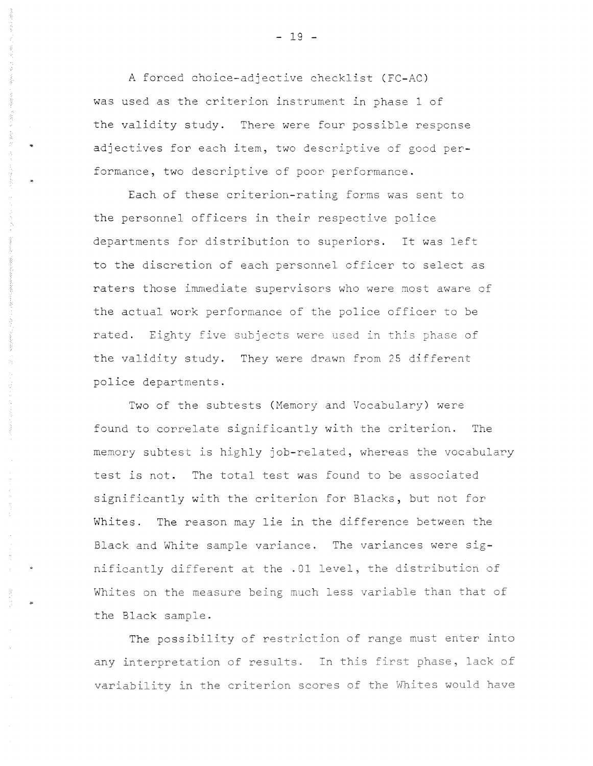A forced choice-adjective checklist (FC-AC) was used as the criterion instrument in phase 1 of the validity study. There were four possible response adjectives for each item, two descriptive of good performance, two descriptive of poor performance.

Each of these criterion-rating forms was sent to the personnel officers in their respective police departments for distribution to superiors. It was left to the discretion of each personnel officer to select as raters those immediate supervisors who were most aware of the actual work performance of the police officer to be rated. Eighty five subjects were used in this phase of the validity study. They were drawn from 25 different police departments.

Two of the subtests (Memory and Vocabulary) were found to correlate significantly with the criterion. The memory subtest is highly job-related, whereas the vocabulary test is not. The total test was found to be associated significantly with the criterion for Blacks, but not for Whites. The reason may lie in the difference between the Black and White sample variance. The variances were significantly different at the .01 level, the distribution of Whites on the measure being much less variable than that of the Black sample.

The possibility of restriction of range must enter into any interpretation of results. In this first phase, lack of variability in the criterion scores of the Whites would have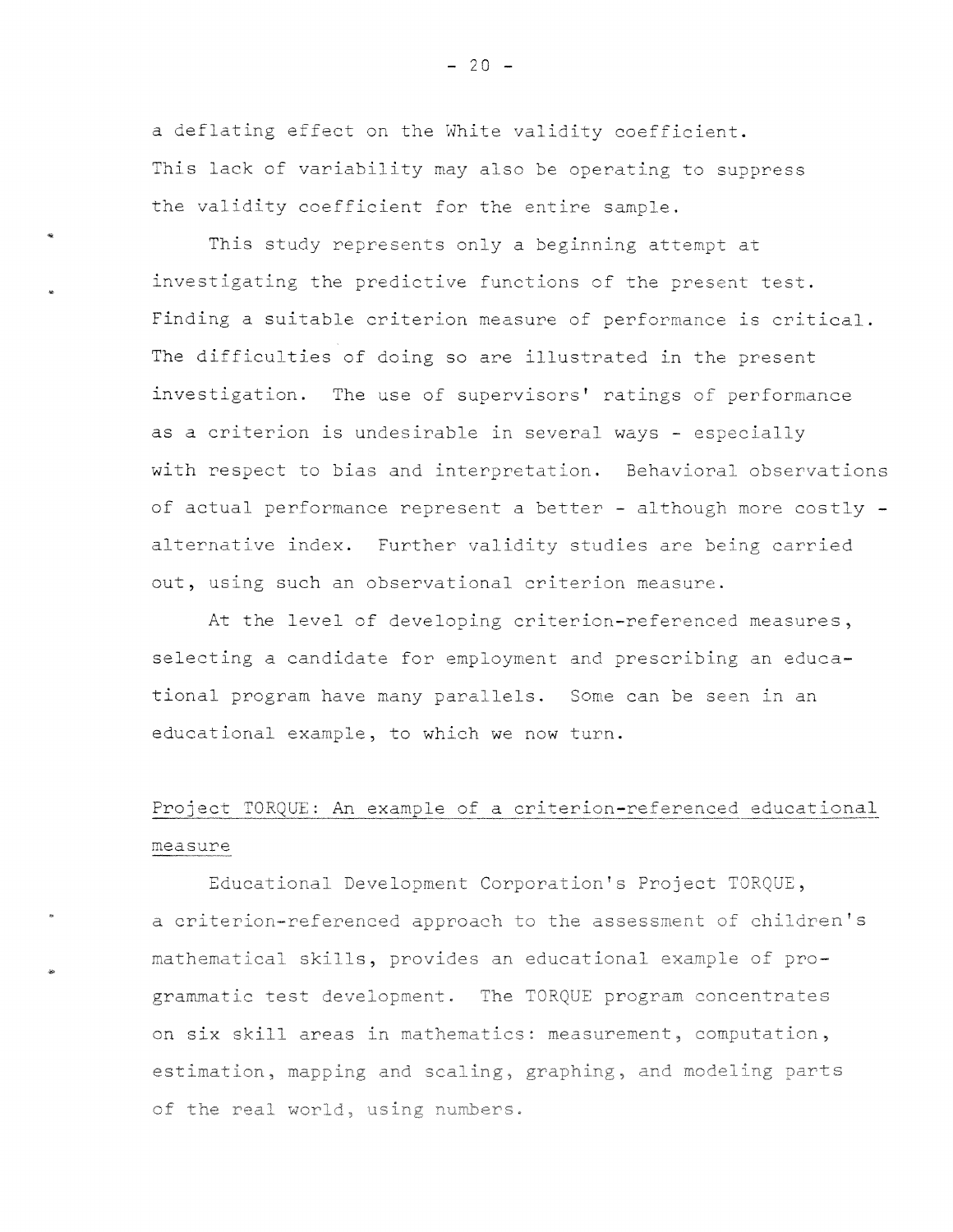a deflating effect on the White validity coefficient. This lack of variability may also be operating to suppress the validity coefficient for the entire sample.

This study represents only a beginning attempt at investigating the predictive functions of the present test. Finding a suitable criterion measure of performance is critical. The difficulties of doing so are illustrated in the present investigation. The use of supervisors' ratings of performance as a criterion is undesirable in several ways - especially with respect to bias and interpretation. Behavioral observations of actual performance represent a better - although more costly - alternative index. Further validity studies are being carried out, using such an observational criterion measure.

At the level of developing criterion-referenced measures, selecting a candidate for employment and prescribing an educational program have many parallels. Some can be seen in an educational example, to which we now turn.

## Project TORQUE: An example of a criterion-referenced educational measure

Educational Development Corporation's Project TORQUE, a criterion-referenced approach to the assessment of children's mathematical skills, provides an educational example of programmatic test development. The TORQUE program concentrates on six skill areas in mathematics: measurement, computation, estimation, mapping and scaling, graphing, and modeling parts of the real world, using numbers.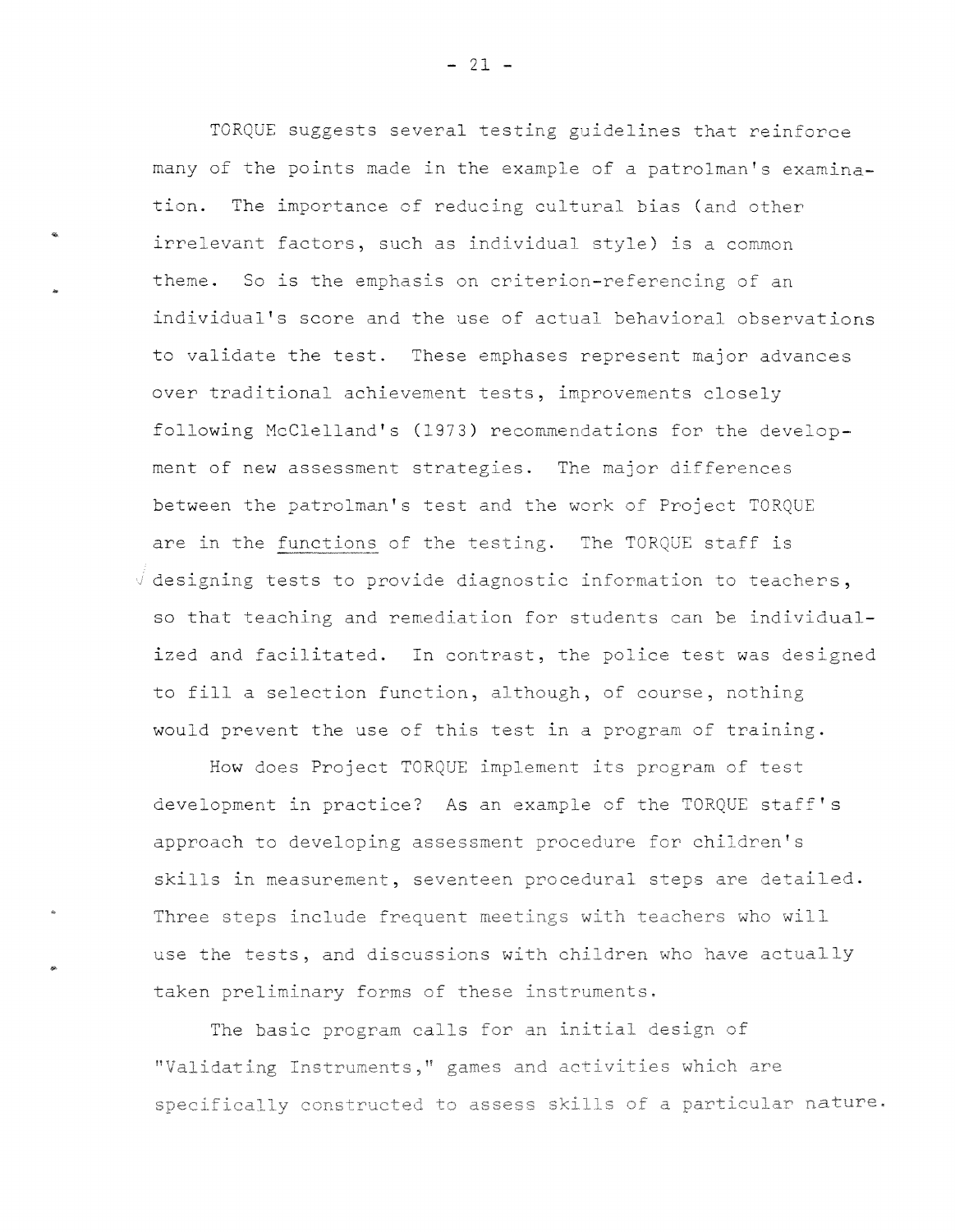TORQUE suggests several testing guidelines that reinforce many of the points made in the example of a patrolman's examination. The importance of reducing cultural bias (and other irrelevant factors, such as individual style) is a common theme. So is the emphasis on criterion-referencing of an individual's score and the use of actual behavioral observations to validate the test. These emphases represent major advances over traditional achievement tests, improvements closely following McClelland's (1973) recommendations for the development of new assessment strategies. The major differences between the patrolman's test and the work of Project TORQUE are in the functions of the testing. The TORQUE staff is designing tests to provide diagnostic information to teachers, so that teaching and remediation for students can be individualized and facilitated. In contrast, the police test was designed to fill a selection function, although, of course, nothing would prevent the use of this test in a program of training.

How does Project TORQUE implement its program of test development in practice? As an example of the TORQUE staff's approach to developing assessment procedure for children's skills in measurement, seventeen procedural steps are detailed. Three steps include frequent meetings with teachers who will use the tests, and discussions with children who have actually taken preliminary forms of these instruments.

The basic program calls for an initial design of "Validating Instruments," games and activities which are specifically constructed to assess skills of a particular nature.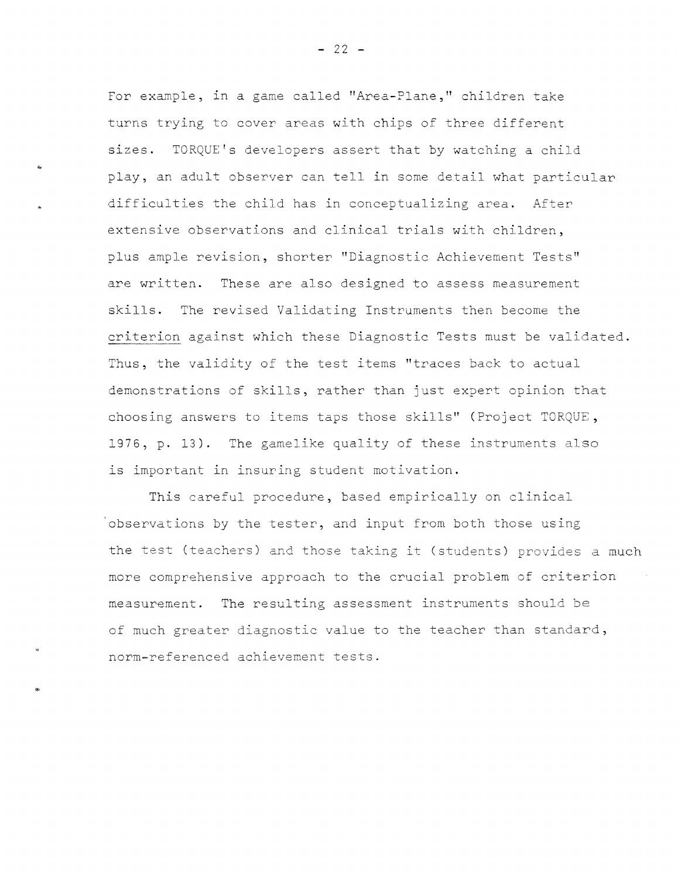For example, in a game called "Area-Plane," children take turns trying to cover areas with chips of three different sizes. TORQUE's developers assert that by watching a child play, an adult observer can tell in some detail what particular difficulties the child has in conceptualizing area. After extensive observations and clinical trials with children, plus ample revision, shorter "Diagnostic Achievement Tests" are written. These are also designed to assess measurement skills. The revised Validating Instruments then become the criterion against which these Diagnostic Tests must be validated. Thus, the validity of the test items "traces back to actual demonstrations of skills, rather than just expert opinion that choosing answers to items taps those skills" (Project TORQUE, 1976, p. 13). The gamelike quality of these instruments also is important in insuring student motivation.

This careful procedure, based empirically on clinical observations by the tester, and input from both those using the test (teachers) and those taking it (students) provides a much more comprehensive approach to the crucial problem of criterion measurement. The resulting assessment instruments should be of much greater diagnostic value to the teacher than standard, norm-referenced achievement tests.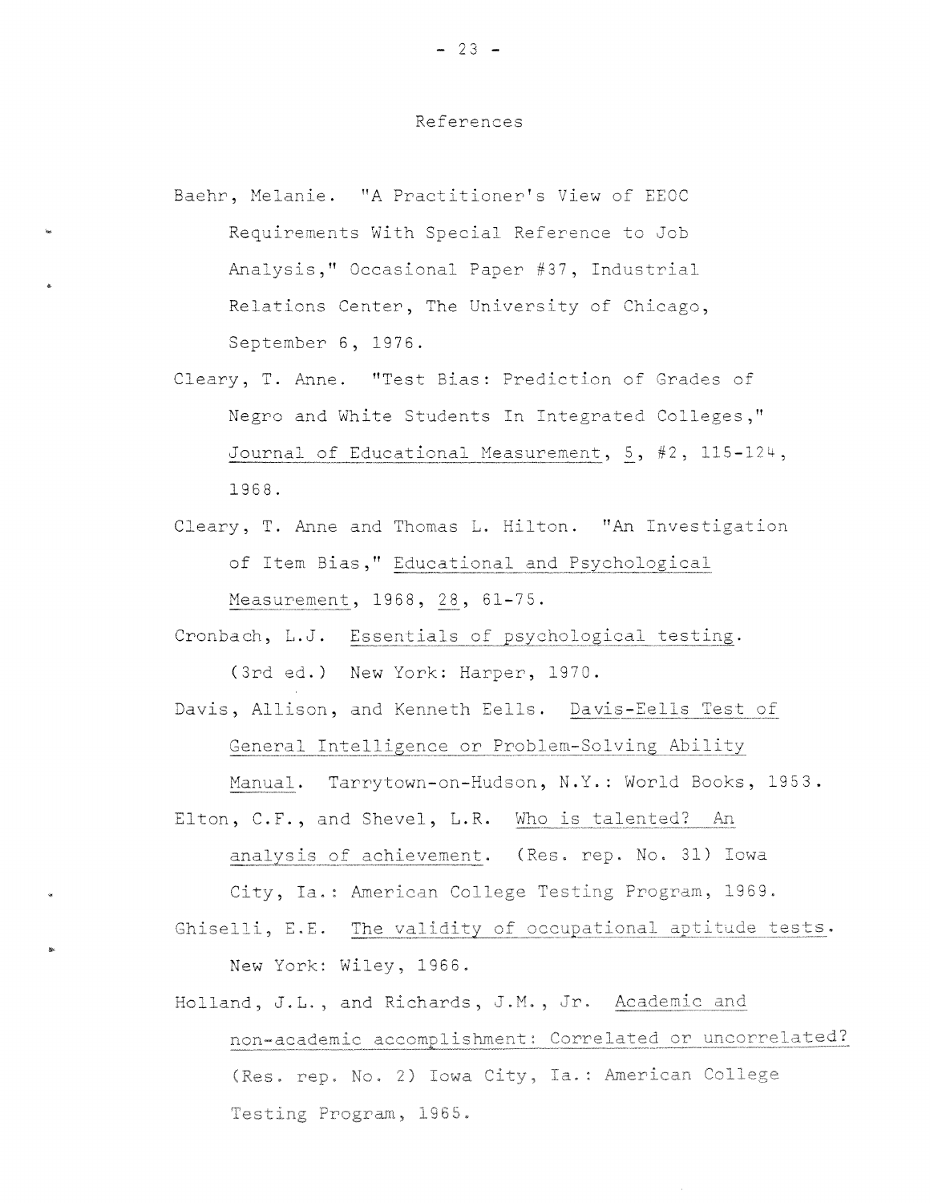## References

Baehr, Melanie. "A Practitioner's View of EEOC Requirements With Special Reference to Job Analysis," Occasional Paper #37, Industrial Relations Center, The University of Chicago, September 6, 1976.

Cleary, T. Anne. "Test Bias: Prediction of Grades of Negro and White Students In Integrated Colleges," Journal of Educational Measurement, 5, #2, 115-124, 1968.

Cleary, T. Anne and Thomas L. Hilton. "An Investigation of Item Bias," Educational and Psychological Measurement, 1968, 28, 61-75.

Cronbach, L.J. Essentials of psychological testing. (3rd ed.) New York: Harper, 1970.

Davis, Allison, and Kenneth Eells. Davis-Eells Test of General Intelligence or Problem-Solving Ability Manual. Tarrytown-on-Hudson, N.Y.: World Books, 1953.

Elton, C.F., and Shevel, L.R. Who is talented? An analysis of achievement. (Res. rep. No. 31) Iowa City, Ia.: American College Testing Program, 1969.

Ghiselli, E.E. The validity of occupational aptitude tests. New York: Wiley, 1966.

Holland, J.L., and Richards, J.M., Jr. Academic and non-academic accomplishment: Correlated or uncorrelated? (Res. rep. No. 2) Iowa City, Ia.: American College Testing Program, 1965.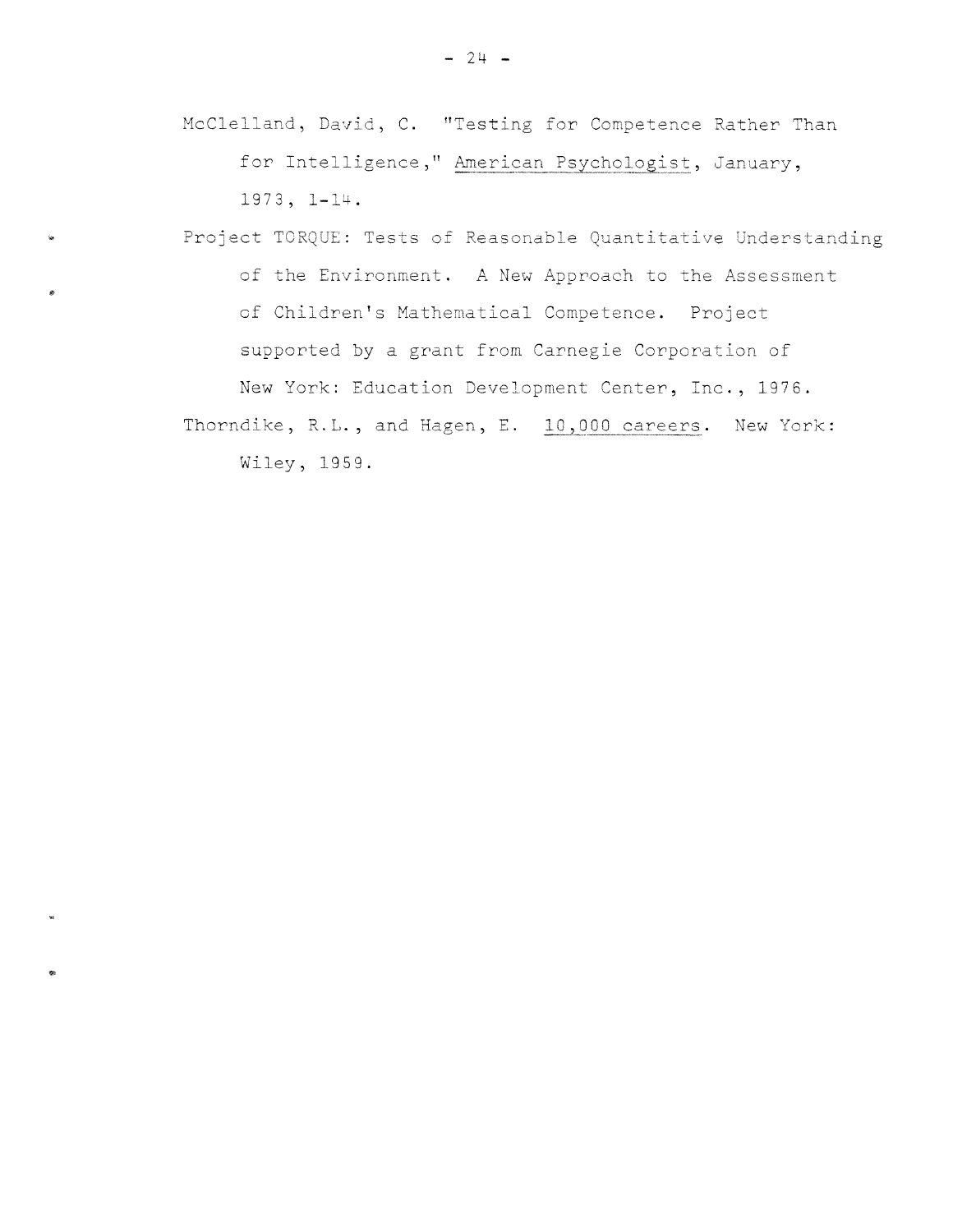McClelland, David, C. "Testing for Competence Rather Than for Intelligence," American Psychologist, January, 1973, 1-14.

Project TORQUE: Tests of Reasonable Quantitative Understanding of the Environment. A New Approach to the Assessment of Children's Mathematical Competence. Project supported by a grant from Carnegie Corporation of New York: Education Development Center, Inc., 1976.

Thorndike, R.L., and Hagen, E. 10,000 careers. New York: Wiley, 1959.